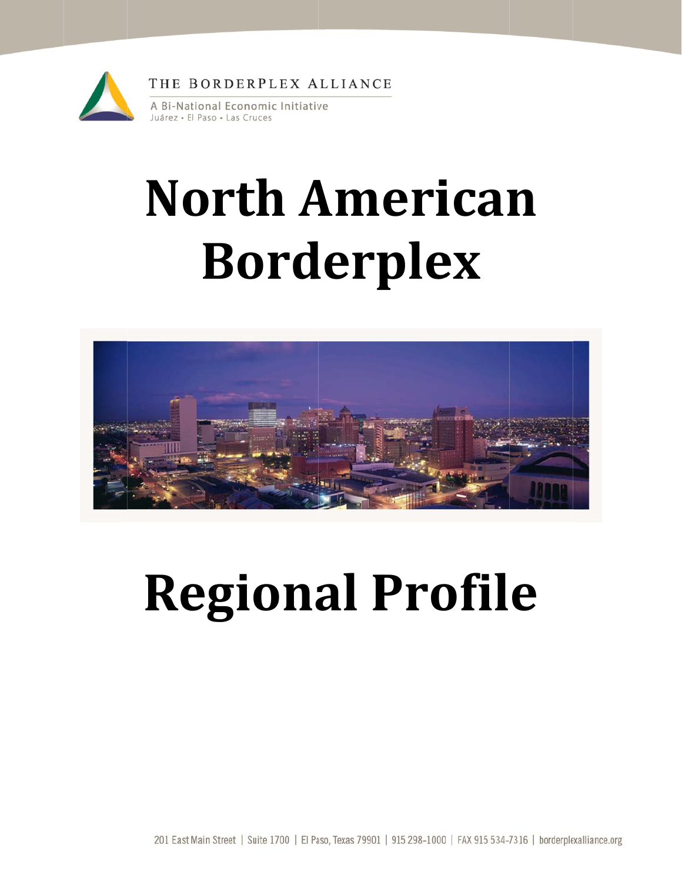THE BORDERPLEX ALLIANCE

A Bi-National Economic Initiative

Juárez • El Paso • Las Cruces

# North American Borderplex

# Regional Profile

201 East Main Street | Suite 1700 | El Paso, Texas 79901 | 915 298-1000 | FAX 915 534-7316 | borderplexalliance.org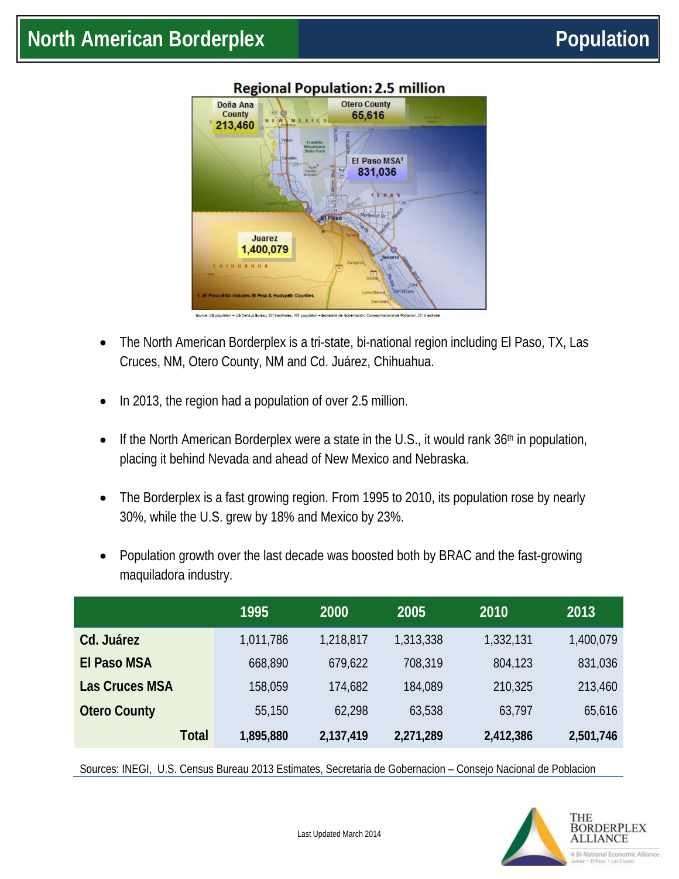# North American Borderplex

## Population

**Regional Population: 2.5 million**

Doña Ana County 213,460

Otero County 65,616

El Paso MSA[1] 831,036

Juarez 1,400,079

1. El Paso MSA includes El Paso & Hudspeth Counties

Source: US population – US Census Bureau, 2013 estimates. MX population – Secretaria de Gobernacion; Consejo Nacional de Poblacion, 2013 estimate

- The North American Borderplex is a tri-state, bi-national region including El Paso, TX, Las Cruces, NM, Otero County, NM and Cd. Juárez, Chihuahua.
- In 2013, the region had a population of over 2.5 million.
- If the North American Borderplex were a state in the U.S., it would rank 36th in population, placing it behind Nevada and ahead of New Mexico and Nebraska.
- The Borderplex is a fast growing region. From 1995 to 2010, its population rose by nearly 30%, while the U.S. grew by 18% and Mexico by 23%.
- Population growth over the last decade was boosted both by BRAC and the fast-growing maquiladora industry.

| | 1995 | 2000 | 2005 | 2010 | 2013 |
|---|---|---|---|---|---|
| **Cd. Juárez** | 1,011,786 | 1,218,817 | 1,313,338 | 1,332,131 | 1,400,079 |
| **El Paso MSA** | 668,890 | 679,622 | 708,319 | 804,123 | 831,036 |
| **Las Cruces MSA** | 158,059 | 174,682 | 184,089 | 210,325 | 213,460 |
| **Otero County** | 55,150 | 62,298 | 63,538 | 63,797 | 65,616 |
| **Total** | **1,895,880** | **2,137,419** | **2,271,289** | **2,412,386** | **2,501,746** |

Sources: INEGI, U.S. Census Bureau 2013 Estimates, Secretaria de Gobernacion – Consejo Nacional de Poblacion

Last Updated March 2014

THE BORDERPLEX ALLIANCE

A Bi-National Economic Alliance
Juárez • El Paso • Las Cruces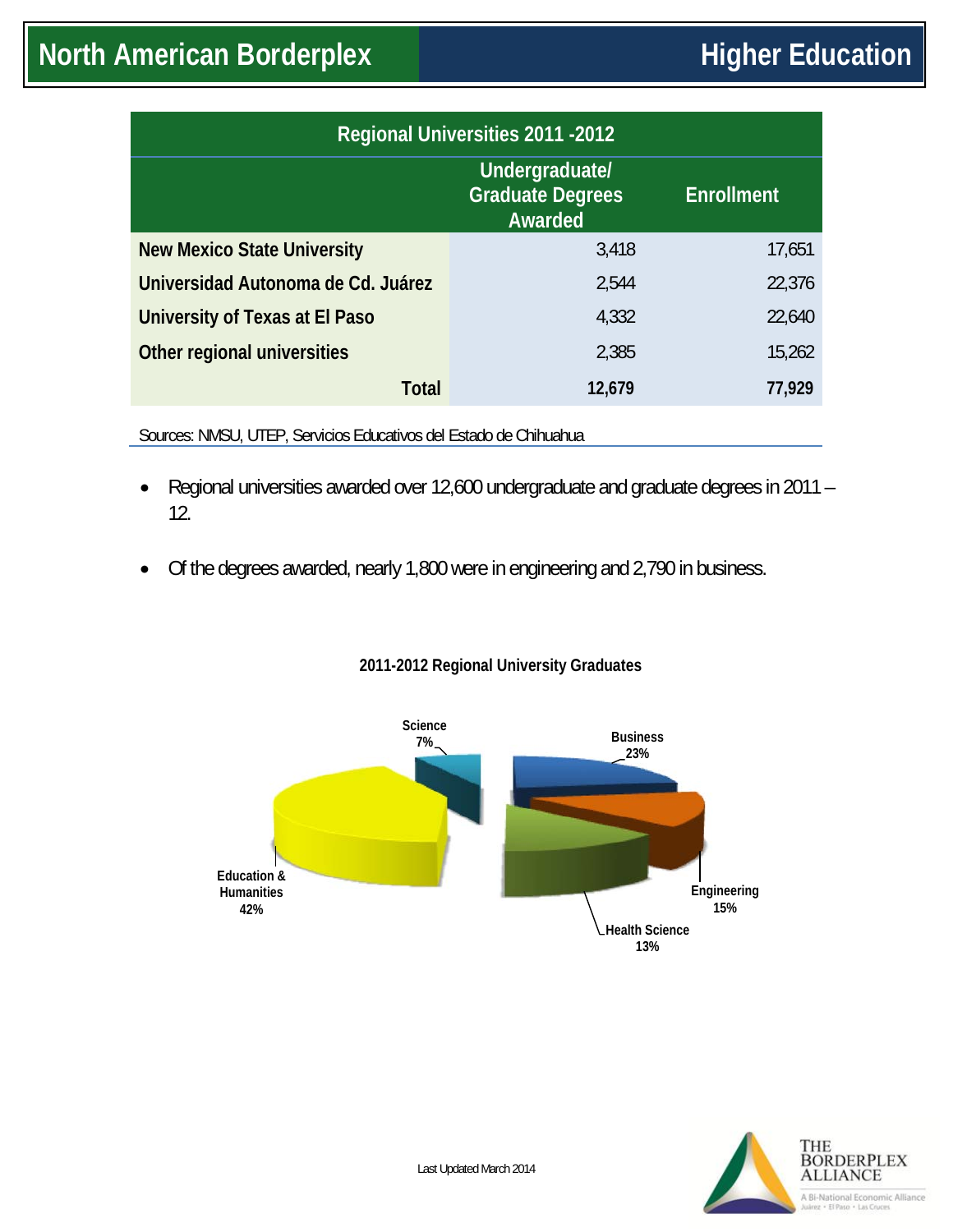# North American Borderplex — Higher Education

| Regional Universities 2011 -2012 | | |
|---|---|---|
| | Undergraduate/ Graduate Degrees Awarded | Enrollment |
| New Mexico State University | 3,418 | 17,651 |
| Universidad Autonoma de Cd. Juárez | 2,544 | 22,376 |
| University of Texas at El Paso | 4,332 | 22,640 |
| Other regional universities | 2,385 | 15,262 |
| **Total** | **12,679** | **77,929** |

Sources: NMSU, UTEP, Servicios Educativos del Estado de Chihuahua

- Regional universities awarded over 12,600 undergraduate and graduate degrees in 2011 – 12.
- Of the degrees awarded, nearly 1,800 were in engineering and 2,790 in business.

**2011-2012 Regional University Graduates**

| Field | Share |
|---|---|
| Science | 7% |
| Business | 23% |
| Engineering | 15% |
| Health Science | 13% |
| Education & Humanities | 42% |

Last Updated March 2014

THE BORDERPLEX ALLIANCE — A Bi-National Economic Alliance — Juárez • El Paso • Las Cruces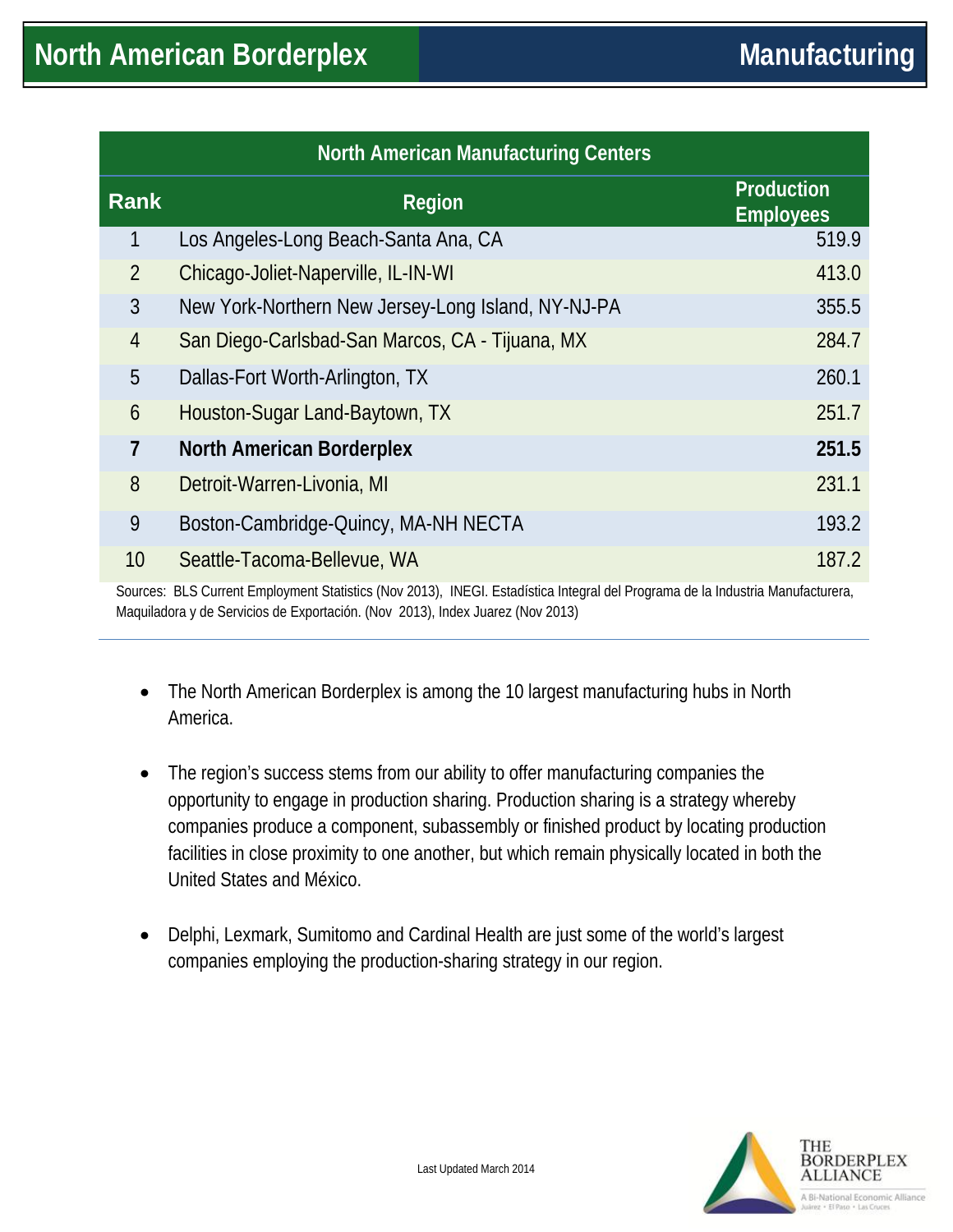# North American Borderplex — Manufacturing

| North American Manufacturing Centers | | |
|---|---|---|
| **Rank** | **Region** | **Production Employees** |
| 1 | Los Angeles-Long Beach-Santa Ana, CA | 519.9 |
| 2 | Chicago-Joliet-Naperville, IL-IN-WI | 413.0 |
| 3 | New York-Northern New Jersey-Long Island, NY-NJ-PA | 355.5 |
| 4 | San Diego-Carlsbad-San Marcos, CA - Tijuana, MX | 284.7 |
| 5 | Dallas-Fort Worth-Arlington, TX | 260.1 |
| 6 | Houston-Sugar Land-Baytown, TX | 251.7 |
| **7** | **North American Borderplex** | **251.5** |
| 8 | Detroit-Warren-Livonia, MI | 231.1 |
| 9 | Boston-Cambridge-Quincy, MA-NH NECTA | 193.2 |
| 10 | Seattle-Tacoma-Bellevue, WA | 187.2 |

Sources: BLS Current Employment Statistics (Nov 2013), INEGI. Estadística Integral del Programa de la Industria Manufacturera, Maquiladora y de Servicios de Exportación. (Nov 2013), Index Juarez (Nov 2013)

- The North American Borderplex is among the 10 largest manufacturing hubs in North America.
- The region's success stems from our ability to offer manufacturing companies the opportunity to engage in production sharing. Production sharing is a strategy whereby companies produce a component, subassembly or finished product by locating production facilities in close proximity to one another, but which remain physically located in both the United States and México.
- Delphi, Lexmark, Sumitomo and Cardinal Health are just some of the world's largest companies employing the production-sharing strategy in our region.

Last Updated March 2014

THE BORDERPLEX ALLIANCE
A Bi-National Economic Alliance
Juárez • El Paso • Las Cruces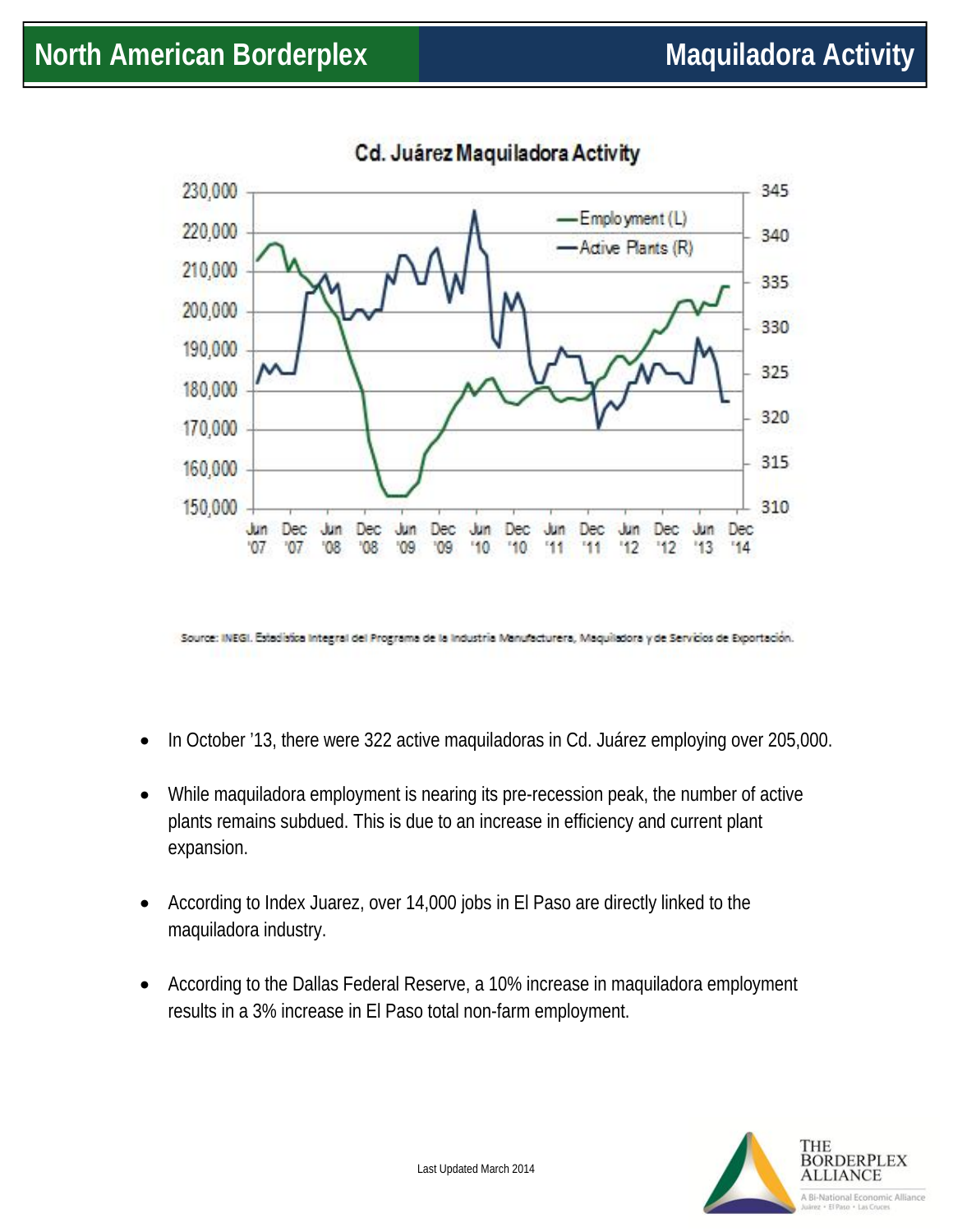# North American Borderplex

## Maquiladora Activity

**Cd. Juárez Maquiladora Activity**

Source: INEGI. Estadística Integral del Programa de la Industria Manufacturera, Maquiladora y de Servicios de Exportación.

- In October '13, there were 322 active maquiladoras in Cd. Juárez employing over 205,000.
- While maquiladora employment is nearing its pre-recession peak, the number of active plants remains subdued. This is due to an increase in efficiency and current plant expansion.
- According to Index Juarez, over 14,000 jobs in El Paso are directly linked to the maquiladora industry.
- According to the Dallas Federal Reserve, a 10% increase in maquiladora employment results in a 3% increase in El Paso total non-farm employment.

Last Updated March 2014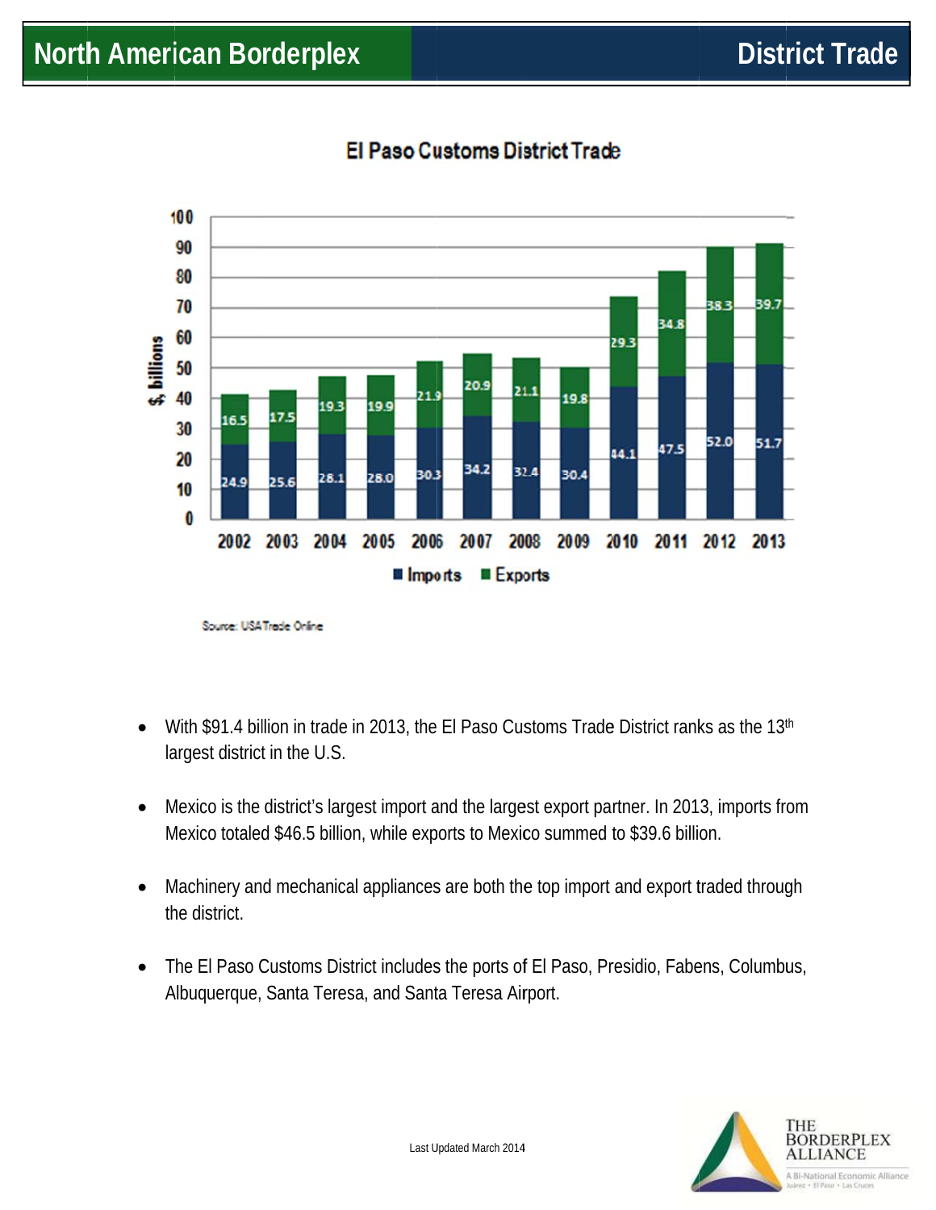# North American Borderplex — District Trade

## El Paso Customs District Trade

| Year | Imports ($ billions) | Exports ($ billions) |
|---|---|---|
| 2002 | 24.9 | 16.5 |
| 2003 | 25.6 | 17.5 |
| 2004 | 28.1 | 19.3 |
| 2005 | 28.0 | 19.9 |
| 2006 | 30.3 | 21.9 |
| 2007 | 34.2 | 20.9 |
| 2008 | 32.4 | 21.1 |
| 2009 | 30.4 | 19.8 |
| 2010 | 44.1 | 29.3 |
| 2011 | 47.5 | 34.8 |
| 2012 | 52.0 | 38.3 |
| 2013 | 51.7 | 39.7 |

Source: USATrade Online

- With $91.4 billion in trade in 2013, the El Paso Customs Trade District ranks as the 13th largest district in the U.S.
- Mexico is the district's largest import and the largest export partner. In 2013, imports from Mexico totaled $46.5 billion, while exports to Mexico summed to $39.6 billion.
- Machinery and mechanical appliances are both the top import and export traded through the district.
- The El Paso Customs District includes the ports of El Paso, Presidio, Fabens, Columbus, Albuquerque, Santa Teresa, and Santa Teresa Airport.

Last Updated March 2014

THE BORDERPLEX ALLIANCE
A Bi-National Economic Alliance
Juárez • El Paso • Las Cruces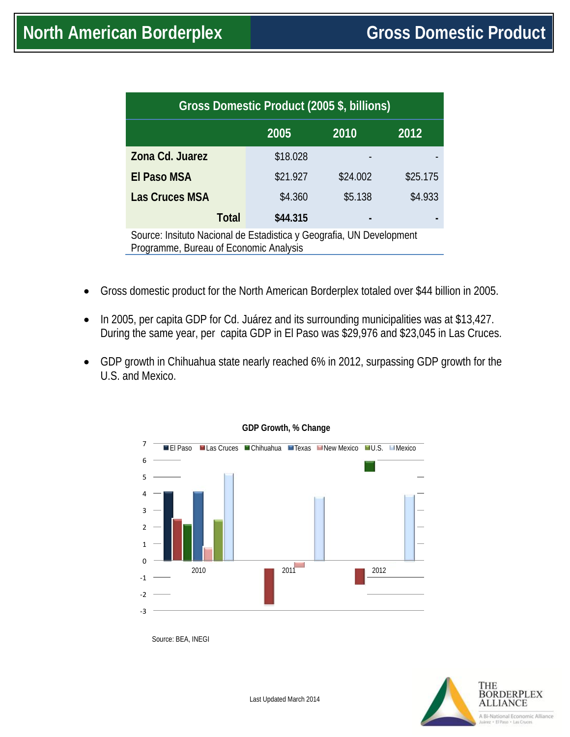# North American Borderplex — Gross Domestic Product

| Gross Domestic Product (2005 $, billions) | | | |
|---|---|---|---|
| | 2005 | 2010 | 2012 |
| Zona Cd. Juarez | $18.028 | - | - |
| El Paso MSA | $21.927 | $24.002 | $25.175 |
| Las Cruces MSA | $4.360 | $5.138 | $4.933 |
| Total | $44.315 | - | - |

Source: Insituto Nacional de Estadistica y Geografia, UN Development Programme, Bureau of Economic Analysis

- Gross domestic product for the North American Borderplex totaled over $44 billion in 2005.
- In 2005, per capita GDP for Cd. Juárez and its surrounding municipalities was at $13,427. During the same year, per capita GDP in El Paso was $29,976 and $23,045 in Las Cruces.
- GDP growth in Chihuahua state nearly reached 6% in 2012, surpassing GDP growth for the U.S. and Mexico.

GDP Growth, % Change

El Paso, Las Cruces, Chihuahua, Texas, New Mexico, U.S., Mexico

7
6
5
4
3
2
1
0
-1
-2
-3

2010
2011
2012

Source: BEA, INEGI

Last Updated March 2014